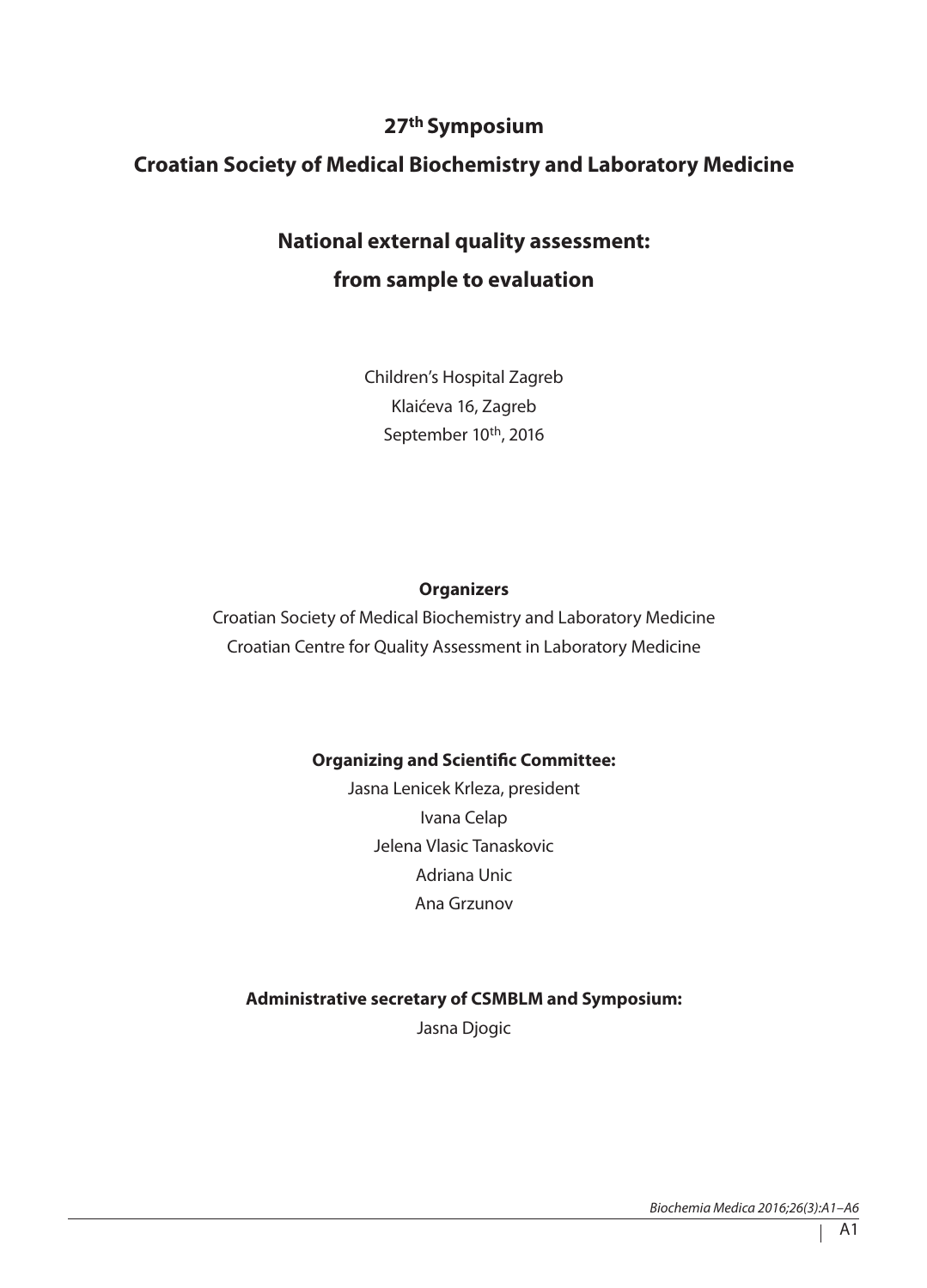# 27th Symposium

# Croatian Society of Medical Biochemistry and Laboratory Medicine

## National external quality assessment: from sample to evaluation

Children's Hospital Zagreb
Klaićeva 16, Zagreb
September 10th, 2016

**Organizers**

Croatian Society of Medical Biochemistry and Laboratory Medicine
Croatian Centre for Quality Assessment in Laboratory Medicine

**Organizing and Scientific Committee:**

Jasna Lenicek Krleza, president
Ivana Celap
Jelena Vlasic Tanaskovic
Adriana Unic
Ana Grzunov

**Administrative secretary of CSMBLM and Symposium:**

Jasna Djogic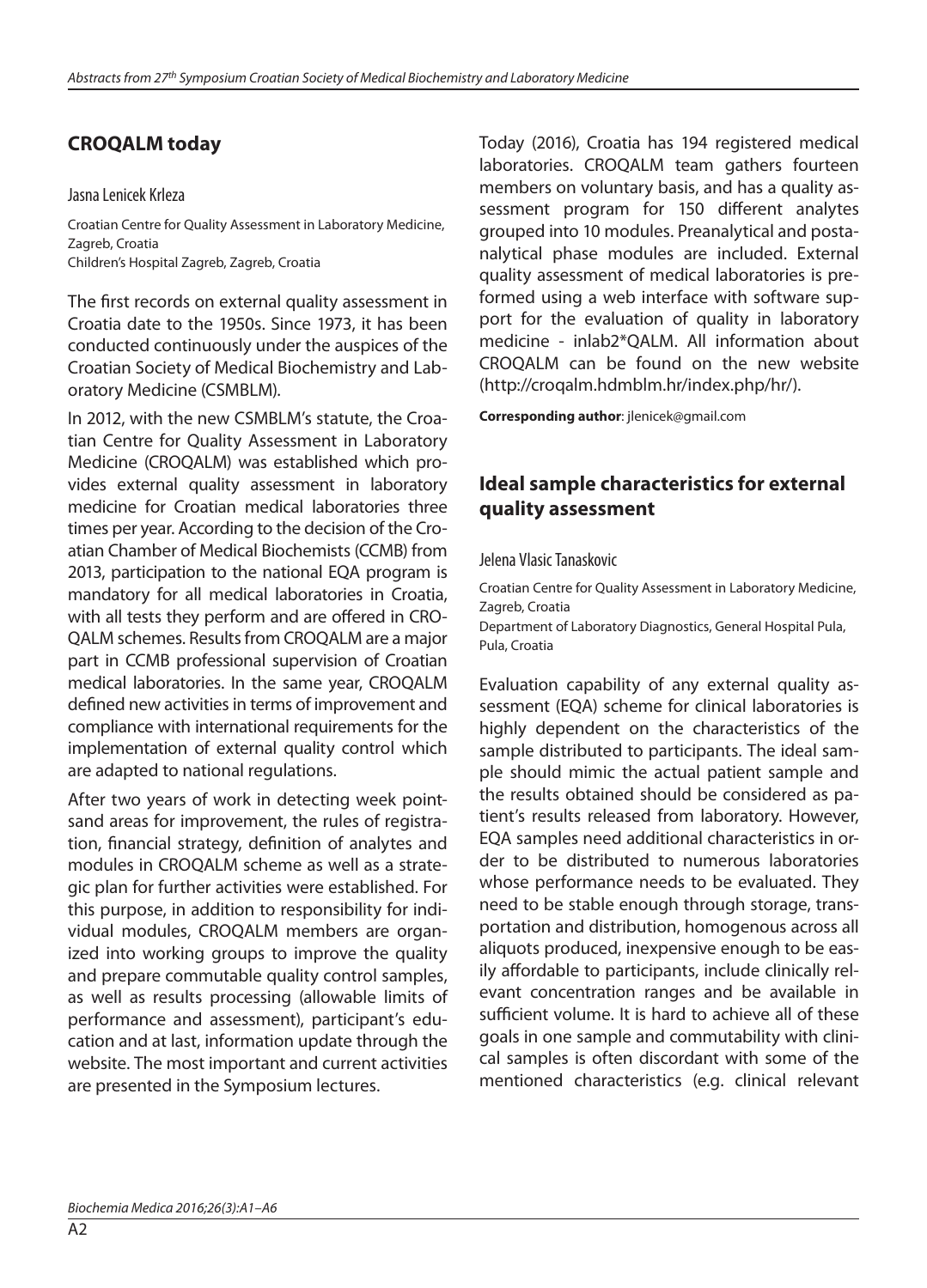## CROQALM today

Jasna Lenicek Krleza

Croatian Centre for Quality Assessment in Laboratory Medicine, Zagreb, Croatia
Children's Hospital Zagreb, Zagreb, Croatia

The first records on external quality assessment in Croatia date to the 1950s. Since 1973, it has been conducted continuously under the auspices of the Croatian Society of Medical Biochemistry and Laboratory Medicine (CSMBLM).

In 2012, with the new CSMBLM's statute, the Croatian Centre for Quality Assessment in Laboratory Medicine (CROQALM) was established which provides external quality assessment in laboratory medicine for Croatian medical laboratories three times per year. According to the decision of the Croatian Chamber of Medical Biochemists (CCMB) from 2013, participation to the national EQA program is mandatory for all medical laboratories in Croatia, with all tests they perform and are offered in CROQALM schemes. Results from CROQALM are a major part in CCMB professional supervision of Croatian medical laboratories. In the same year, CROQALM defined new activities in terms of improvement and compliance with international requirements for the implementation of external quality control which are adapted to national regulations.

After two years of work in detecting week pointsand areas for improvement, the rules of registration, financial strategy, definition of analytes and modules in CROQALM scheme as well as a strategic plan for further activities were established. For this purpose, in addition to responsibility for individual modules, CROQALM members are organized into working groups to improve the quality and prepare commutable quality control samples, as well as results processing (allowable limits of performance and assessment), participant's education and at last, information update through the website. The most important and current activities are presented in the Symposium lectures.

Today (2016), Croatia has 194 registered medical laboratories. CROQALM team gathers fourteen members on voluntary basis, and has a quality assessment program for 150 different analytes grouped into 10 modules. Preanalytical and postanalytical phase modules are included. External quality assessment of medical laboratories is preformed using a web interface with software support for the evaluation of quality in laboratory medicine - inlab2*QALM. All information about CROQALM can be found on the new website (http://croqalm.hdmblm.hr/index.php/hr/).

**Corresponding author**: jlenicek@gmail.com

## Ideal sample characteristics for external quality assessment

Jelena Vlasic Tanaskovic

Croatian Centre for Quality Assessment in Laboratory Medicine, Zagreb, Croatia
Department of Laboratory Diagnostics, General Hospital Pula, Pula, Croatia

Evaluation capability of any external quality assessment (EQA) scheme for clinical laboratories is highly dependent on the characteristics of the sample distributed to participants. The ideal sample should mimic the actual patient sample and the results obtained should be considered as patient's results released from laboratory. However, EQA samples need additional characteristics in order to be distributed to numerous laboratories whose performance needs to be evaluated. They need to be stable enough through storage, transportation and distribution, homogenous across all aliquots produced, inexpensive enough to be easily affordable to participants, include clinically relevant concentration ranges and be available in sufficient volume. It is hard to achieve all of these goals in one sample and commutability with clinical samples is often discordant with some of the mentioned characteristics (e.g. clinical relevant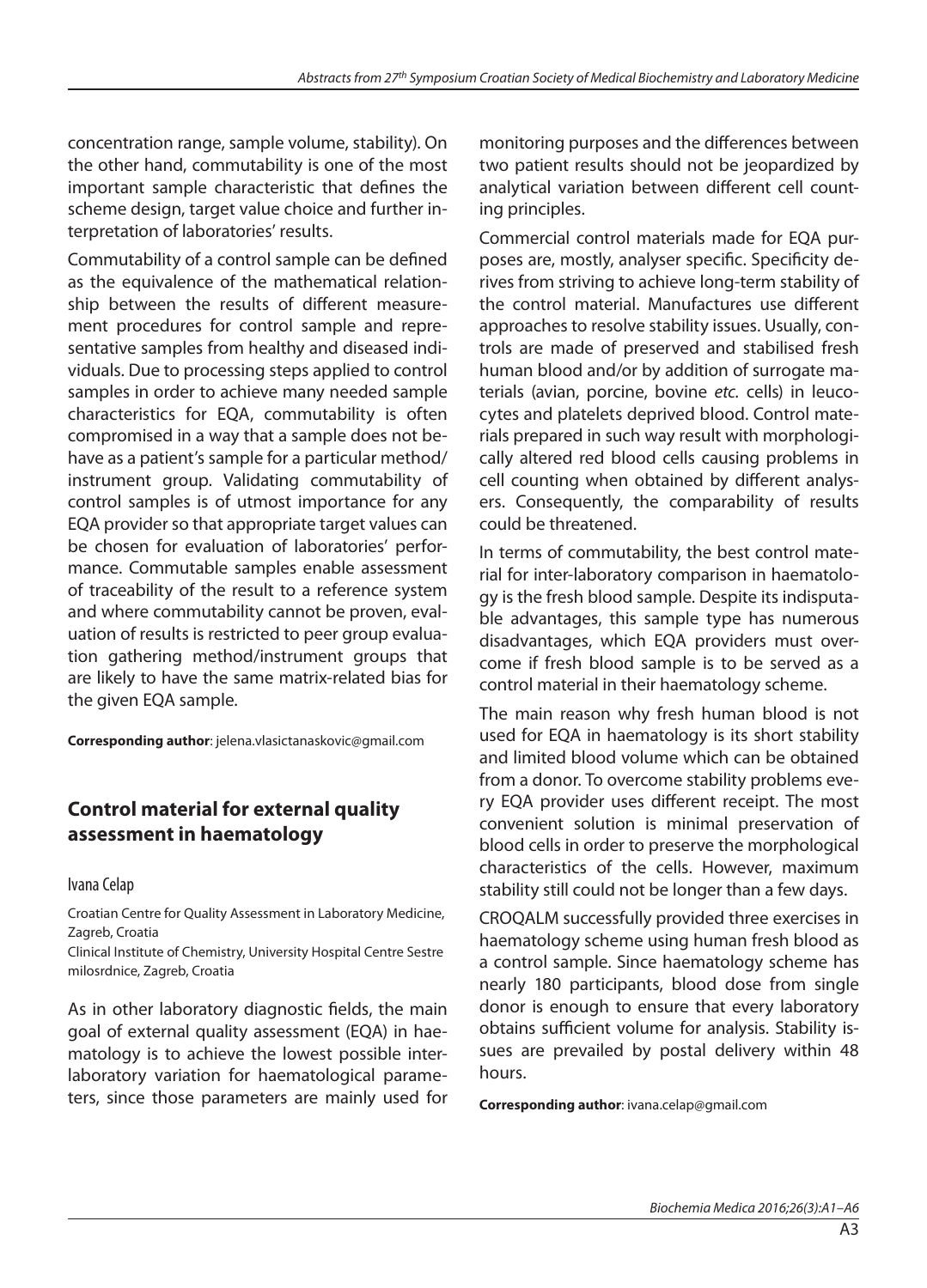concentration range, sample volume, stability). On the other hand, commutability is one of the most important sample characteristic that defines the scheme design, target value choice and further interpretation of laboratories' results.

Commutability of a control sample can be defined as the equivalence of the mathematical relationship between the results of different measurement procedures for control sample and representative samples from healthy and diseased individuals. Due to processing steps applied to control samples in order to achieve many needed sample characteristics for EQA, commutability is often compromised in a way that a sample does not behave as a patient's sample for a particular method/instrument group. Validating commutability of control samples is of utmost importance for any EQA provider so that appropriate target values can be chosen for evaluation of laboratories' performance. Commutable samples enable assessment of traceability of the result to a reference system and where commutability cannot be proven, evaluation of results is restricted to peer group evaluation gathering method/instrument groups that are likely to have the same matrix-related bias for the given EQA sample.

**Corresponding author**: jelena.vlasictanaskovic@gmail.com

## Control material for external quality assessment in haematology

Ivana Celap

Croatian Centre for Quality Assessment in Laboratory Medicine, Zagreb, Croatia
Clinical Institute of Chemistry, University Hospital Centre Sestre milosrdnice, Zagreb, Croatia

As in other laboratory diagnostic fields, the main goal of external quality assessment (EQA) in haematology is to achieve the lowest possible inter-laboratory variation for haematological parameters, since those parameters are mainly used for monitoring purposes and the differences between two patient results should not be jeopardized by analytical variation between different cell counting principles.

Commercial control materials made for EQA purposes are, mostly, analyser specific. Specificity derives from striving to achieve long-term stability of the control material. Manufactures use different approaches to resolve stability issues. Usually, controls are made of preserved and stabilised fresh human blood and/or by addition of surrogate materials (avian, porcine, bovine *etc.* cells) in leucocytes and platelets deprived blood. Control materials prepared in such way result with morphologically altered red blood cells causing problems in cell counting when obtained by different analysers. Consequently, the comparability of results could be threatened.

In terms of commutability, the best control material for inter-laboratory comparison in haematology is the fresh blood sample. Despite its indisputable advantages, this sample type has numerous disadvantages, which EQA providers must overcome if fresh blood sample is to be served as a control material in their haematology scheme.

The main reason why fresh human blood is not used for EQA in haematology is its short stability and limited blood volume which can be obtained from a donor. To overcome stability problems every EQA provider uses different receipt. The most convenient solution is minimal preservation of blood cells in order to preserve the morphological characteristics of the cells. However, maximum stability still could not be longer than a few days.

CROQALM successfully provided three exercises in haematology scheme using human fresh blood as a control sample. Since haematology scheme has nearly 180 participants, blood dose from single donor is enough to ensure that every laboratory obtains sufficient volume for analysis. Stability issues are prevailed by postal delivery within 48 hours.

**Corresponding author**: ivana.celap@gmail.com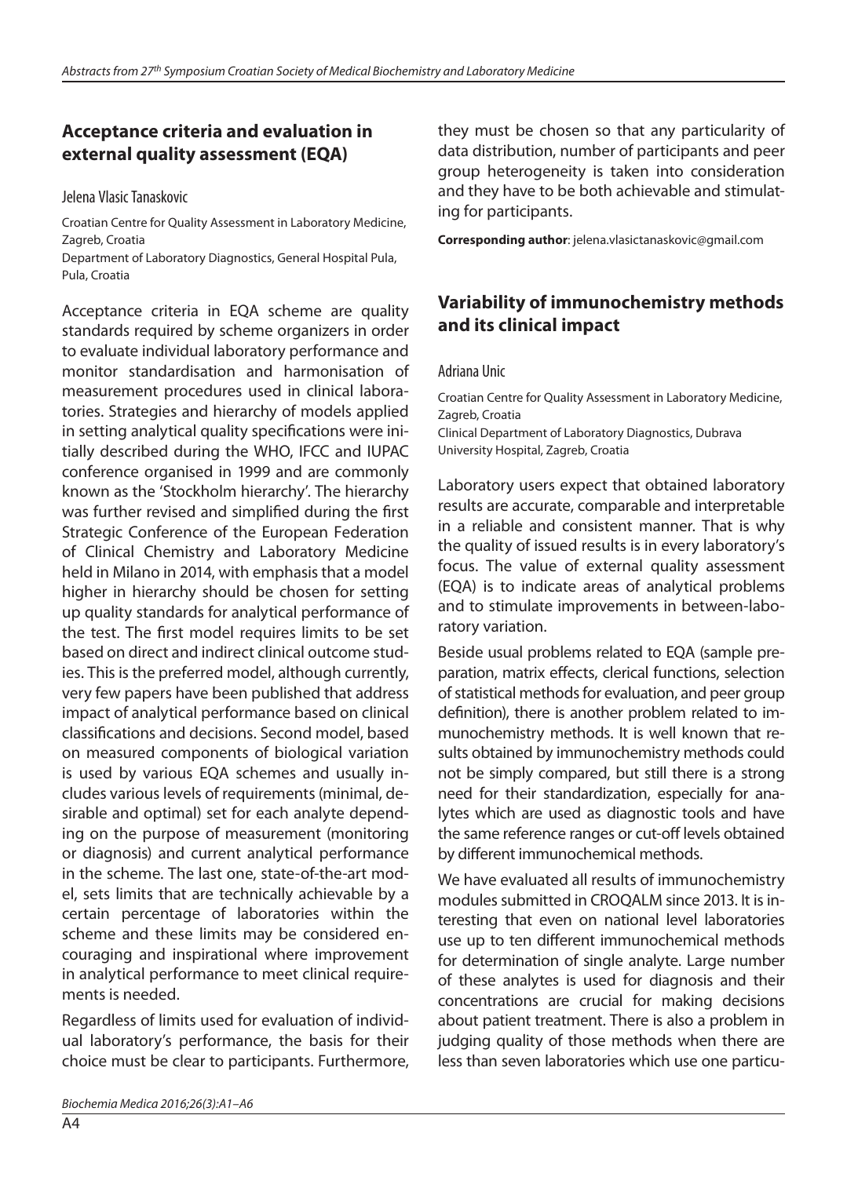## Acceptance criteria and evaluation in external quality assessment (EQA)

Jelena Vlasic Tanaskovic

Croatian Centre for Quality Assessment in Laboratory Medicine, Zagreb, Croatia
Department of Laboratory Diagnostics, General Hospital Pula, Pula, Croatia

Acceptance criteria in EQA scheme are quality standards required by scheme organizers in order to evaluate individual laboratory performance and monitor standardisation and harmonisation of measurement procedures used in clinical laboratories. Strategies and hierarchy of models applied in setting analytical quality specifications were initially described during the WHO, IFCC and IUPAC conference organised in 1999 and are commonly known as the 'Stockholm hierarchy'. The hierarchy was further revised and simplified during the first Strategic Conference of the European Federation of Clinical Chemistry and Laboratory Medicine held in Milano in 2014, with emphasis that a model higher in hierarchy should be chosen for setting up quality standards for analytical performance of the test. The first model requires limits to be set based on direct and indirect clinical outcome studies. This is the preferred model, although currently, very few papers have been published that address impact of analytical performance based on clinical classifications and decisions. Second model, based on measured components of biological variation is used by various EQA schemes and usually includes various levels of requirements (minimal, desirable and optimal) set for each analyte depending on the purpose of measurement (monitoring or diagnosis) and current analytical performance in the scheme. The last one, state-of-the-art model, sets limits that are technically achievable by a certain percentage of laboratories within the scheme and these limits may be considered encouraging and inspirational where improvement in analytical performance to meet clinical requirements is needed.

Regardless of limits used for evaluation of individual laboratory's performance, the basis for their choice must be clear to participants. Furthermore, they must be chosen so that any particularity of data distribution, number of participants and peer group heterogeneity is taken into consideration and they have to be both achievable and stimulating for participants.

**Corresponding author**: jelena.vlasictanaskovic@gmail.com

## Variability of immunochemistry methods and its clinical impact

Adriana Unic

Croatian Centre for Quality Assessment in Laboratory Medicine, Zagreb, Croatia
Clinical Department of Laboratory Diagnostics, Dubrava University Hospital, Zagreb, Croatia

Laboratory users expect that obtained laboratory results are accurate, comparable and interpretable in a reliable and consistent manner. That is why the quality of issued results is in every laboratory's focus. The value of external quality assessment (EQA) is to indicate areas of analytical problems and to stimulate improvements in between-laboratory variation.

Beside usual problems related to EQA (sample preparation, matrix effects, clerical functions, selection of statistical methods for evaluation, and peer group definition), there is another problem related to immunochemistry methods. It is well known that results obtained by immunochemistry methods could not be simply compared, but still there is a strong need for their standardization, especially for analytes which are used as diagnostic tools and have the same reference ranges or cut-off levels obtained by different immunochemical methods.

We have evaluated all results of immunochemistry modules submitted in CROQALM since 2013. It is interesting that even on national level laboratories use up to ten different immunochemical methods for determination of single analyte. Large number of these analytes is used for diagnosis and their concentrations are crucial for making decisions about patient treatment. There is also a problem in judging quality of those methods when there are less than seven laboratories which use one particu-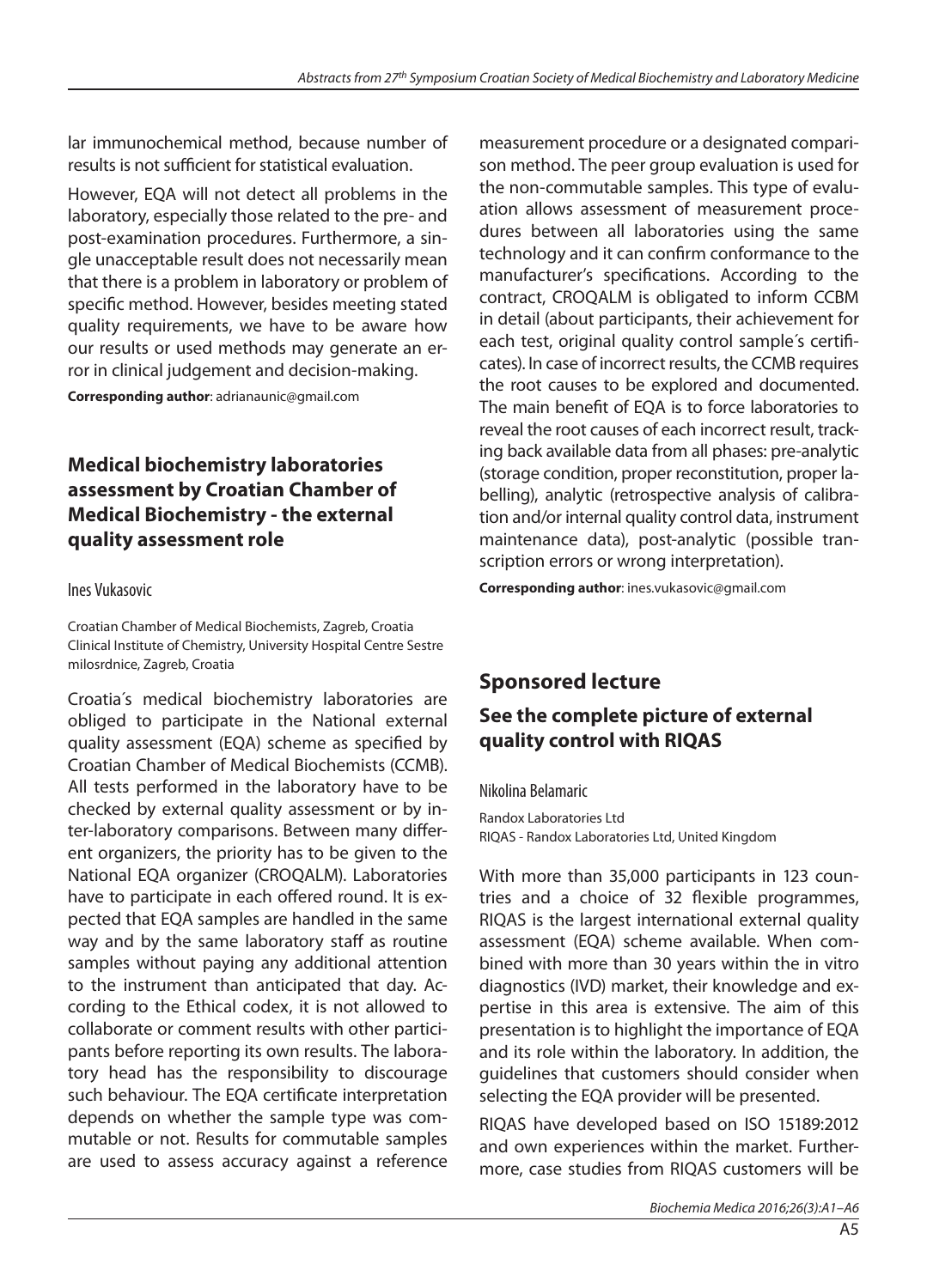lar immunochemical method, because number of results is not sufficient for statistical evaluation.

However, EQA will not detect all problems in the laboratory, especially those related to the pre- and post-examination procedures. Furthermore, a single unacceptable result does not necessarily mean that there is a problem in laboratory or problem of specific method. However, besides meeting stated quality requirements, we have to be aware how our results or used methods may generate an error in clinical judgement and decision-making.

**Corresponding author**: adrianaunic@gmail.com

## Medical biochemistry laboratories assessment by Croatian Chamber of Medical Biochemistry - the external quality assessment role

Ines Vukasovic

Croatian Chamber of Medical Biochemists, Zagreb, Croatia
Clinical Institute of Chemistry, University Hospital Centre Sestre milosrdnice, Zagreb, Croatia

Croatia´s medical biochemistry laboratories are obliged to participate in the National external quality assessment (EQA) scheme as specified by Croatian Chamber of Medical Biochemists (CCMB). All tests performed in the laboratory have to be checked by external quality assessment or by inter-laboratory comparisons. Between many different organizers, the priority has to be given to the National EQA organizer (CROQALM). Laboratories have to participate in each offered round. It is expected that EQA samples are handled in the same way and by the same laboratory staff as routine samples without paying any additional attention to the instrument than anticipated that day. According to the Ethical codex, it is not allowed to collaborate or comment results with other participants before reporting its own results. The laboratory head has the responsibility to discourage such behaviour. The EQA certificate interpretation depends on whether the sample type was commutable or not. Results for commutable samples are used to assess accuracy against a reference measurement procedure or a designated comparison method. The peer group evaluation is used for the non-commutable samples. This type of evaluation allows assessment of measurement procedures between all laboratories using the same technology and it can confirm conformance to the manufacturer's specifications. According to the contract, CROQALM is obligated to inform CCBM in detail (about participants, their achievement for each test, original quality control sample´s certificates). In case of incorrect results, the CCMB requires the root causes to be explored and documented. The main benefit of EQA is to force laboratories to reveal the root causes of each incorrect result, tracking back available data from all phases: pre-analytic (storage condition, proper reconstitution, proper labelling), analytic (retrospective analysis of calibration and/or internal quality control data, instrument maintenance data), post-analytic (possible transcription errors or wrong interpretation).

**Corresponding author**: ines.vukasovic@gmail.com

## Sponsored lecture

## See the complete picture of external quality control with RIQAS

Nikolina Belamaric

Randox Laboratories Ltd
RIQAS - Randox Laboratories Ltd, United Kingdom

With more than 35,000 participants in 123 countries and a choice of 32 flexible programmes, RIQAS is the largest international external quality assessment (EQA) scheme available. When combined with more than 30 years within the in vitro diagnostics (IVD) market, their knowledge and expertise in this area is extensive. The aim of this presentation is to highlight the importance of EQA and its role within the laboratory. In addition, the guidelines that customers should consider when selecting the EQA provider will be presented.

RIQAS have developed based on ISO 15189:2012 and own experiences within the market. Furthermore, case studies from RIQAS customers will be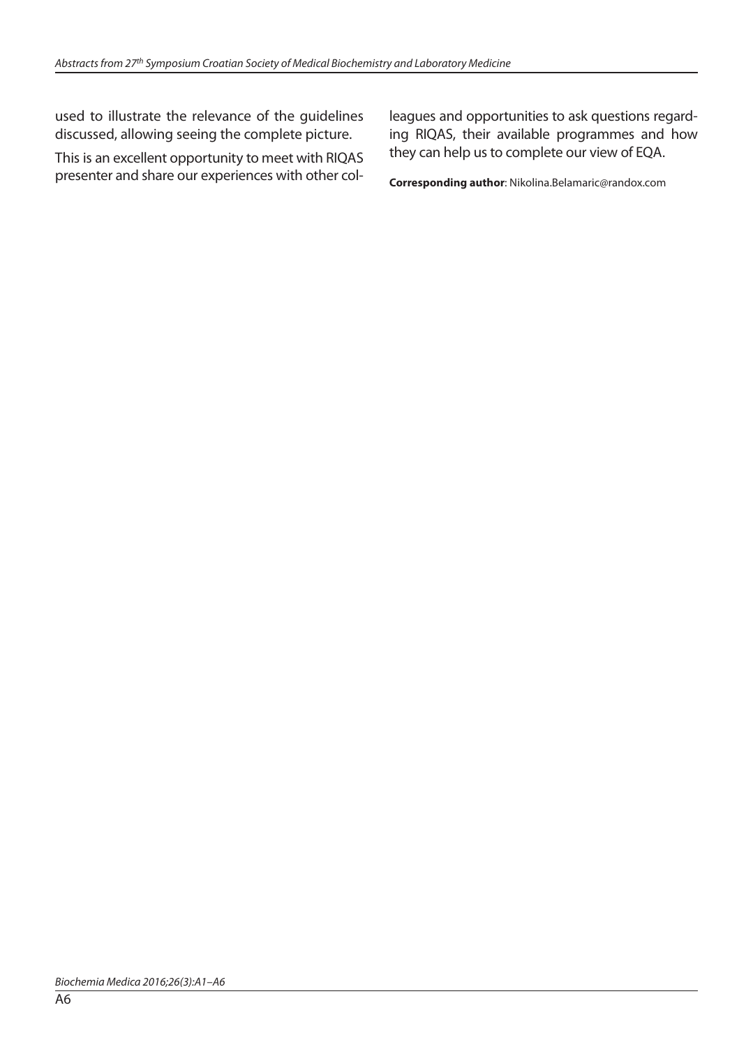used to illustrate the relevance of the guidelines discussed, allowing seeing the complete picture.

This is an excellent opportunity to meet with RIQAS presenter and share our experiences with other colleagues and opportunities to ask questions regarding RIQAS, their available programmes and how they can help us to complete our view of EQA.

**Corresponding author**: Nikolina.Belamaric@randox.com